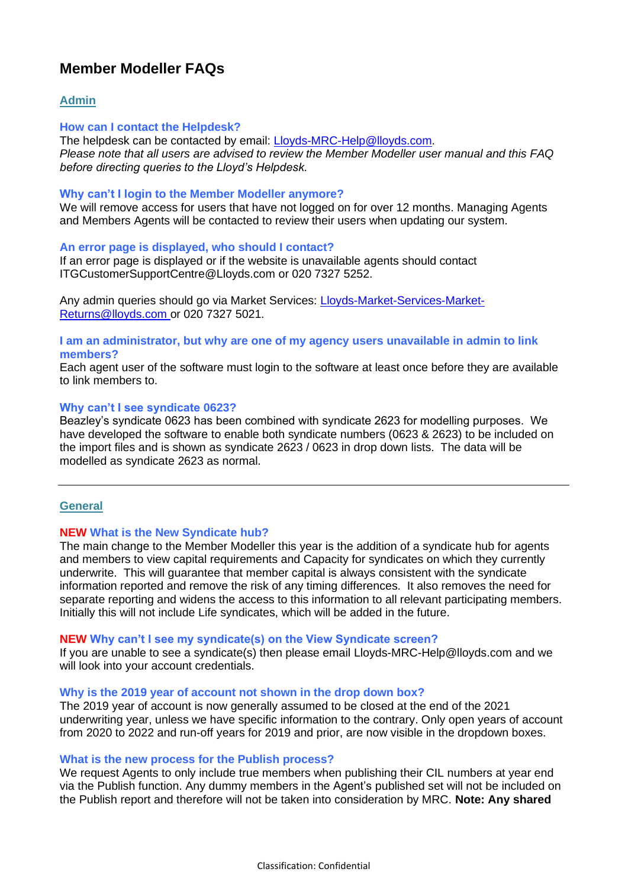# Member Modeller FAQs

## Admin

### How can I contact the Helpdesk?

The helpdesk can be contacted by email: Lloyds-MRC-Help@lloyds.com.
*Please note that all users are advised to review the Member Modeller user manual and this FAQ before directing queries to the Lloyd's Helpdesk.*

### Why can't I login to the Member Modeller anymore?

We will remove access for users that have not logged on for over 12 months. Managing Agents and Members Agents will be contacted to review their users when updating our system.

### An error page is displayed, who should I contact?

If an error page is displayed or if the website is unavailable agents should contact ITGCustomerSupportCentre@Lloyds.com or 020 7327 5252.

Any admin queries should go via Market Services: Lloyds-Market-Services-Market-Returns@lloyds.com or 020 7327 5021.

### I am an administrator, but why are one of my agency users unavailable in admin to link members?

Each agent user of the software must login to the software at least once before they are available to link members to.

### Why can't I see syndicate 0623?

Beazley's syndicate 0623 has been combined with syndicate 2623 for modelling purposes. We have developed the software to enable both syndicate numbers (0623 & 2623) to be included on the import files and is shown as syndicate 2623 / 0623 in drop down lists. The data will be modelled as syndicate 2623 as normal.

---

## General

### NEW What is the New Syndicate hub?

The main change to the Member Modeller this year is the addition of a syndicate hub for agents and members to view capital requirements and Capacity for syndicates on which they currently underwrite. This will guarantee that member capital is always consistent with the syndicate information reported and remove the risk of any timing differences. It also removes the need for separate reporting and widens the access to this information to all relevant participating members. Initially this will not include Life syndicates, which will be added in the future.

### NEW Why can't I see my syndicate(s) on the View Syndicate screen?

If you are unable to see a syndicate(s) then please email Lloyds-MRC-Help@lloyds.com and we will look into your account credentials.

### Why is the 2019 year of account not shown in the drop down box?

The 2019 year of account is now generally assumed to be closed at the end of the 2021 underwriting year, unless we have specific information to the contrary. Only open years of account from 2020 to 2022 and run-off years for 2019 and prior, are now visible in the dropdown boxes.

### What is the new process for the Publish process?

We request Agents to only include true members when publishing their CIL numbers at year end via the Publish function. Any dummy members in the Agent's published set will not be included on the Publish report and therefore will not be taken into consideration by MRC. **Note: Any shared**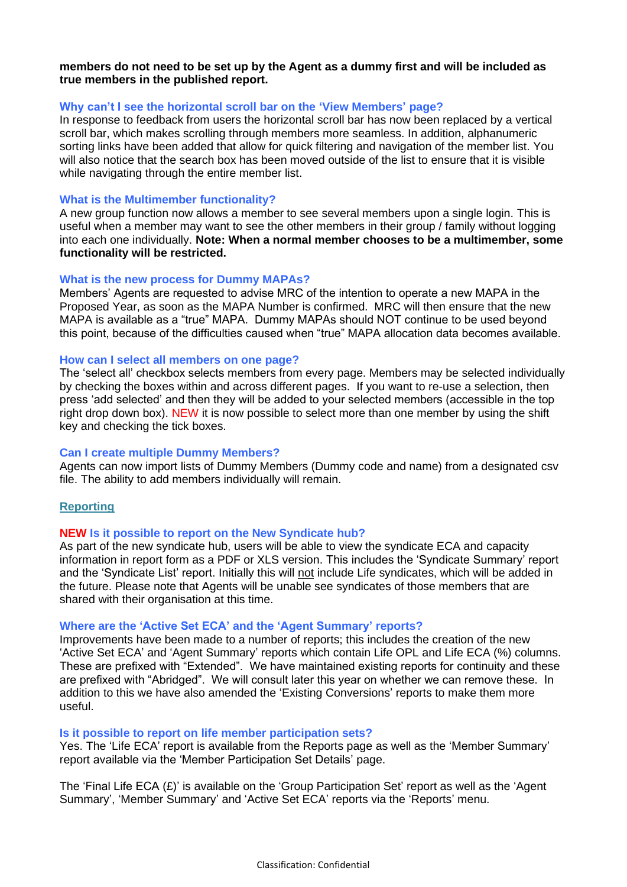**members do not need to be set up by the Agent as a dummy first and will be included as true members in the published report.**

### Why can't I see the horizontal scroll bar on the 'View Members' page?

In response to feedback from users the horizontal scroll bar has now been replaced by a vertical scroll bar, which makes scrolling through members more seamless. In addition, alphanumeric sorting links have been added that allow for quick filtering and navigation of the member list. You will also notice that the search box has been moved outside of the list to ensure that it is visible while navigating through the entire member list.

### What is the Multimember functionality?

A new group function now allows a member to see several members upon a single login. This is useful when a member may want to see the other members in their group / family without logging into each one individually. **Note: When a normal member chooses to be a multimember, some functionality will be restricted.**

### What is the new process for Dummy MAPAs?

Members' Agents are requested to advise MRC of the intention to operate a new MAPA in the Proposed Year, as soon as the MAPA Number is confirmed. MRC will then ensure that the new MAPA is available as a "true" MAPA. Dummy MAPAs should NOT continue to be used beyond this point, because of the difficulties caused when "true" MAPA allocation data becomes available.

### How can I select all members on one page?

The 'select all' checkbox selects members from every page. Members may be selected individually by checking the boxes within and across different pages. If you want to re-use a selection, then press 'add selected' and then they will be added to your selected members (accessible in the top right drop down box). NEW it is now possible to select more than one member by using the shift key and checking the tick boxes.

### Can I create multiple Dummy Members?

Agents can now import lists of Dummy Members (Dummy code and name) from a designated csv file. The ability to add members individually will remain.

## Reporting

### NEW Is it possible to report on the New Syndicate hub?

As part of the new syndicate hub, users will be able to view the syndicate ECA and capacity information in report form as a PDF or XLS version. This includes the 'Syndicate Summary' report and the 'Syndicate List' report. Initially this will not include Life syndicates, which will be added in the future. Please note that Agents will be unable see syndicates of those members that are shared with their organisation at this time.

### Where are the 'Active Set ECA' and the 'Agent Summary' reports?

Improvements have been made to a number of reports; this includes the creation of the new 'Active Set ECA' and 'Agent Summary' reports which contain Life OPL and Life ECA (%) columns. These are prefixed with "Extended". We have maintained existing reports for continuity and these are prefixed with "Abridged". We will consult later this year on whether we can remove these. In addition to this we have also amended the 'Existing Conversions' reports to make them more useful.

### Is it possible to report on life member participation sets?

Yes. The 'Life ECA' report is available from the Reports page as well as the 'Member Summary' report available via the 'Member Participation Set Details' page.

The 'Final Life ECA (£)' is available on the 'Group Participation Set' report as well as the 'Agent Summary', 'Member Summary' and 'Active Set ECA' reports via the 'Reports' menu.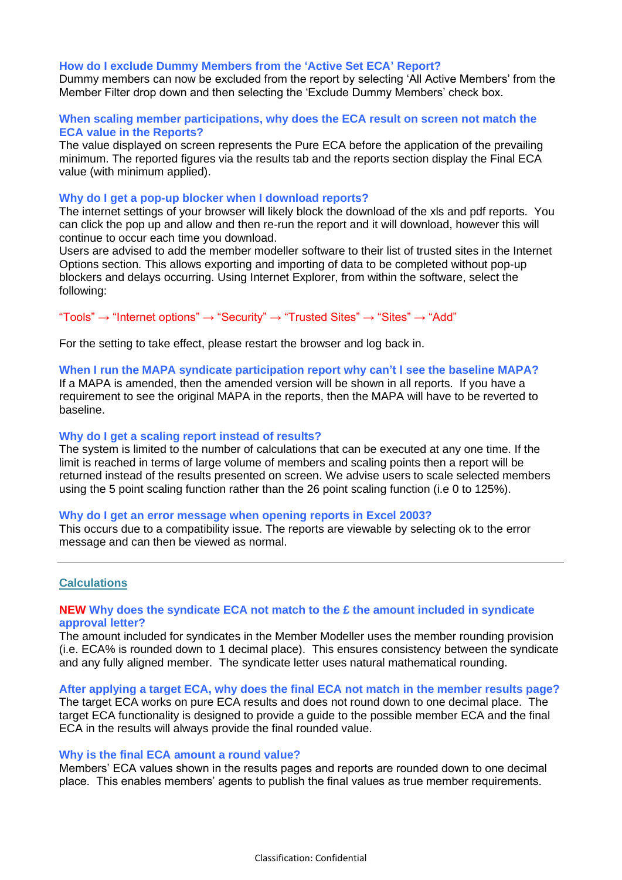### How do I exclude Dummy Members from the 'Active Set ECA' Report?

Dummy members can now be excluded from the report by selecting 'All Active Members' from the Member Filter drop down and then selecting the 'Exclude Dummy Members' check box.

### When scaling member participations, why does the ECA result on screen not match the ECA value in the Reports?

The value displayed on screen represents the Pure ECA before the application of the prevailing minimum. The reported figures via the results tab and the reports section display the Final ECA value (with minimum applied).

### Why do I get a pop-up blocker when I download reports?

The internet settings of your browser will likely block the download of the xls and pdf reports. You can click the pop up and allow and then re-run the report and it will download, however this will continue to occur each time you download.

Users are advised to add the member modeller software to their list of trusted sites in the Internet Options section. This allows exporting and importing of data to be completed without pop-up blockers and delays occurring. Using Internet Explorer, from within the software, select the following:

"Tools" → "Internet options" → "Security" → "Trusted Sites" → "Sites" → "Add"

For the setting to take effect, please restart the browser and log back in.

### When I run the MAPA syndicate participation report why can't I see the baseline MAPA?

If a MAPA is amended, then the amended version will be shown in all reports. If you have a requirement to see the original MAPA in the reports, then the MAPA will have to be reverted to baseline.

### Why do I get a scaling report instead of results?

The system is limited to the number of calculations that can be executed at any one time. If the limit is reached in terms of large volume of members and scaling points then a report will be returned instead of the results presented on screen. We advise users to scale selected members using the 5 point scaling function rather than the 26 point scaling function (i.e 0 to 125%).

### Why do I get an error message when opening reports in Excel 2003?

This occurs due to a compatibility issue. The reports are viewable by selecting ok to the error message and can then be viewed as normal.

---

## Calculations

### NEW Why does the syndicate ECA not match to the £ the amount included in syndicate approval letter?

The amount included for syndicates in the Member Modeller uses the member rounding provision (i.e. ECA% is rounded down to 1 decimal place). This ensures consistency between the syndicate and any fully aligned member. The syndicate letter uses natural mathematical rounding.

### After applying a target ECA, why does the final ECA not match in the member results page?

The target ECA works on pure ECA results and does not round down to one decimal place. The target ECA functionality is designed to provide a guide to the possible member ECA and the final ECA in the results will always provide the final rounded value.

### Why is the final ECA amount a round value?

Members' ECA values shown in the results pages and reports are rounded down to one decimal place. This enables members' agents to publish the final values as true member requirements.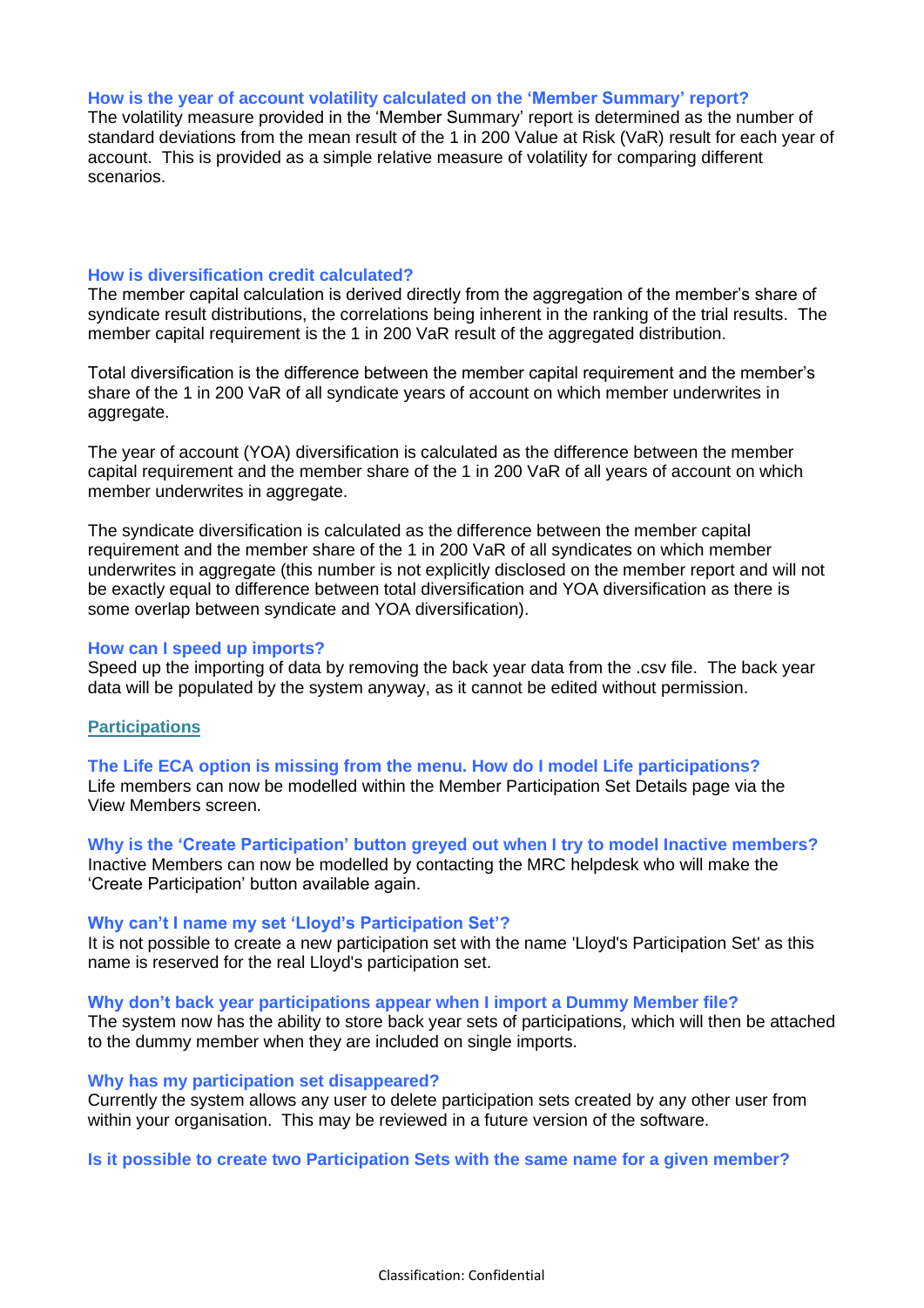### How is the year of account volatility calculated on the 'Member Summary' report?

The volatility measure provided in the 'Member Summary' report is determined as the number of standard deviations from the mean result of the 1 in 200 Value at Risk (VaR) result for each year of account. This is provided as a simple relative measure of volatility for comparing different scenarios.

### How is diversification credit calculated?

The member capital calculation is derived directly from the aggregation of the member's share of syndicate result distributions, the correlations being inherent in the ranking of the trial results. The member capital requirement is the 1 in 200 VaR result of the aggregated distribution.

Total diversification is the difference between the member capital requirement and the member's share of the 1 in 200 VaR of all syndicate years of account on which member underwrites in aggregate.

The year of account (YOA) diversification is calculated as the difference between the member capital requirement and the member share of the 1 in 200 VaR of all years of account on which member underwrites in aggregate.

The syndicate diversification is calculated as the difference between the member capital requirement and the member share of the 1 in 200 VaR of all syndicates on which member underwrites in aggregate (this number is not explicitly disclosed on the member report and will not be exactly equal to difference between total diversification and YOA diversification as there is some overlap between syndicate and YOA diversification).

### How can I speed up imports?

Speed up the importing of data by removing the back year data from the .csv file. The back year data will be populated by the system anyway, as it cannot be edited without permission.

## Participations

### The Life ECA option is missing from the menu. How do I model Life participations?

Life members can now be modelled within the Member Participation Set Details page via the View Members screen.

### Why is the 'Create Participation' button greyed out when I try to model Inactive members?

Inactive Members can now be modelled by contacting the MRC helpdesk who will make the 'Create Participation' button available again.

### Why can't I name my set 'Lloyd's Participation Set'?

It is not possible to create a new participation set with the name 'Lloyd's Participation Set' as this name is reserved for the real Lloyd's participation set.

### Why don't back year participations appear when I import a Dummy Member file?

The system now has the ability to store back year sets of participations, which will then be attached to the dummy member when they are included on single imports.

### Why has my participation set disappeared?

Currently the system allows any user to delete participation sets created by any other user from within your organisation. This may be reviewed in a future version of the software.

### Is it possible to create two Participation Sets with the same name for a given member?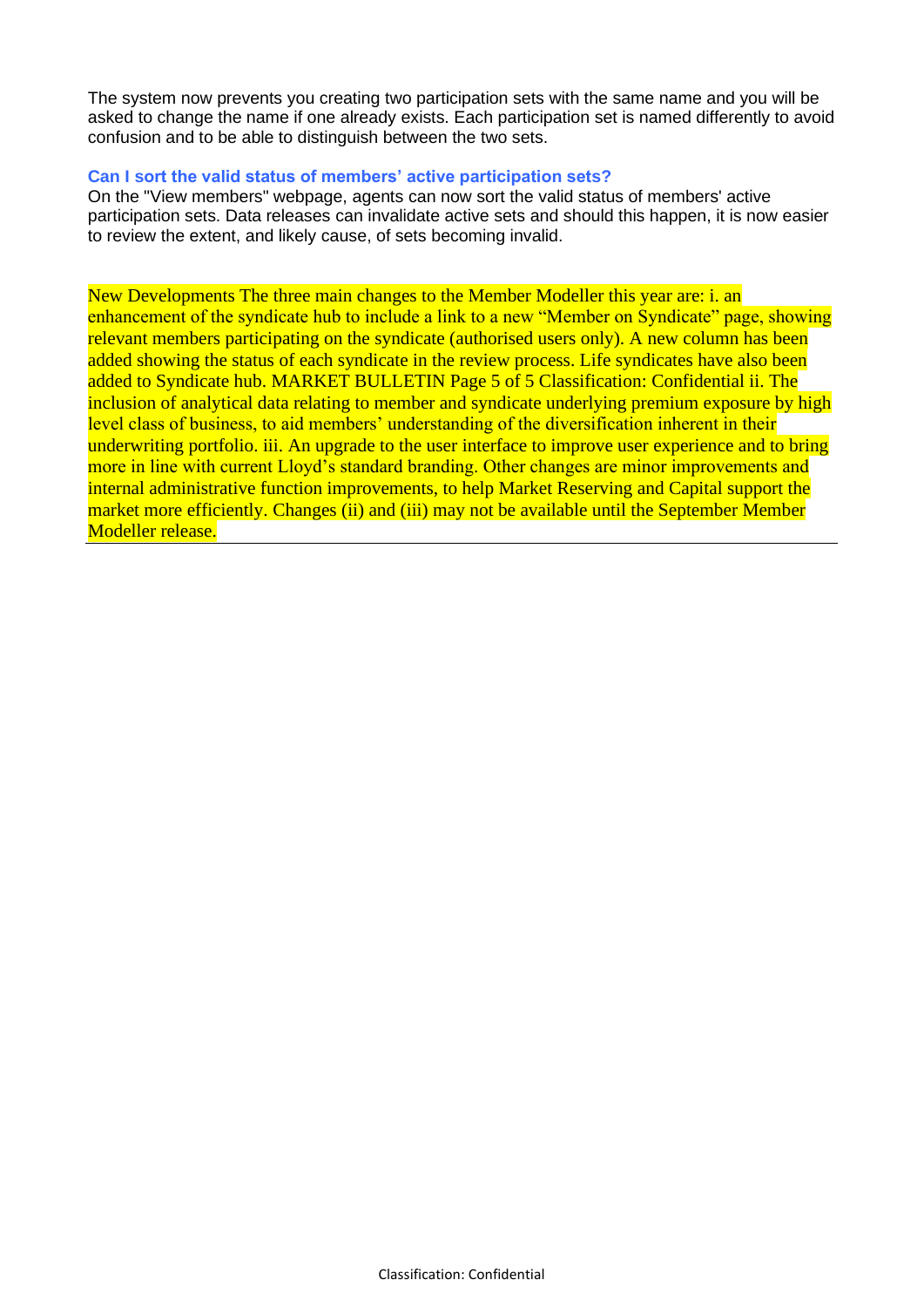The system now prevents you creating two participation sets with the same name and you will be asked to change the name if one already exists. Each participation set is named differently to avoid confusion and to be able to distinguish between the two sets.

### Can I sort the valid status of members' active participation sets?

On the "View members" webpage, agents can now sort the valid status of members' active participation sets. Data releases can invalidate active sets and should this happen, it is now easier to review the extent, and likely cause, of sets becoming invalid.

New Developments The three main changes to the Member Modeller this year are: i. an enhancement of the syndicate hub to include a link to a new "Member on Syndicate" page, showing relevant members participating on the syndicate (authorised users only). A new column has been added showing the status of each syndicate in the review process. Life syndicates have also been added to Syndicate hub. MARKET BULLETIN Page 5 of 5 Classification: Confidential ii. The inclusion of analytical data relating to member and syndicate underlying premium exposure by high level class of business, to aid members' understanding of the diversification inherent in their underwriting portfolio. iii. An upgrade to the user interface to improve user experience and to bring more in line with current Lloyd's standard branding. Other changes are minor improvements and internal administrative function improvements, to help Market Reserving and Capital support the market more efficiently. Changes (ii) and (iii) may not be available until the September Member Modeller release.